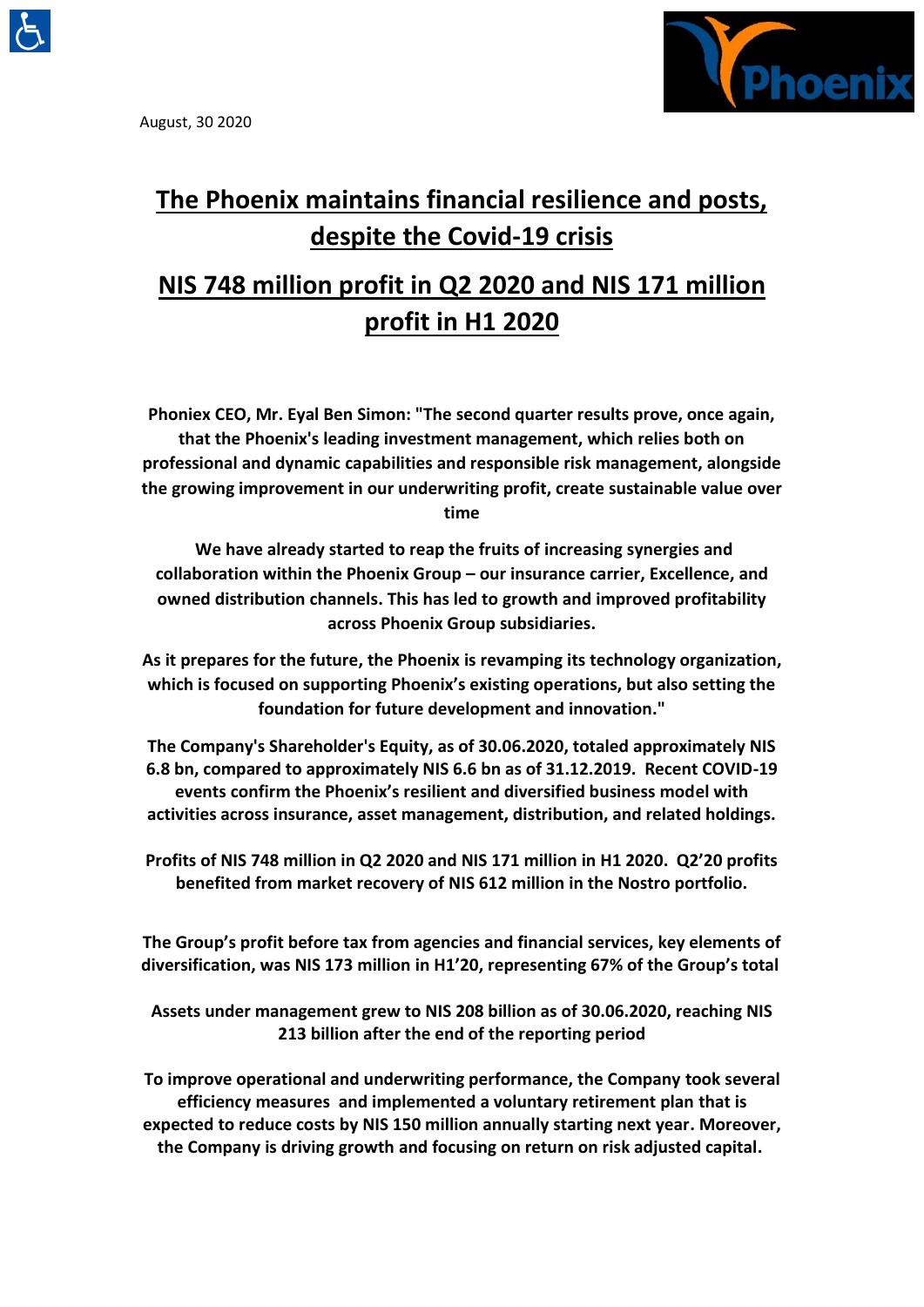August, 30 2020

# The Phoenix maintains financial resilience and posts, despite the Covid-19 crisis

# NIS 748 million profit in Q2 2020 and NIS 171 million profit in H1 2020

**Phoniex CEO, Mr. Eyal Ben Simon: "The second quarter results prove, once again, that the Phoenix's leading investment management, which relies both on professional and dynamic capabilities and responsible risk management, alongside the growing improvement in our underwriting profit, create sustainable value over time**

**We have already started to reap the fruits of increasing synergies and collaboration within the Phoenix Group – our insurance carrier, Excellence, and owned distribution channels. This has led to growth and improved profitability across Phoenix Group subsidiaries.**

**As it prepares for the future, the Phoenix is revamping its technology organization, which is focused on supporting Phoenix's existing operations, but also setting the foundation for future development and innovation."**

**The Company's Shareholder's Equity, as of 30.06.2020, totaled approximately NIS 6.8 bn, compared to approximately NIS 6.6 bn as of 31.12.2019. Recent COVID-19 events confirm the Phoenix's resilient and diversified business model with activities across insurance, asset management, distribution, and related holdings.**

**Profits of NIS 748 million in Q2 2020 and NIS 171 million in H1 2020. Q2'20 profits benefited from market recovery of NIS 612 million in the Nostro portfolio.**

**The Group's profit before tax from agencies and financial services, key elements of diversification, was NIS 173 million in H1'20, representing 67% of the Group's total**

**Assets under management grew to NIS 208 billion as of 30.06.2020, reaching NIS 213 billion after the end of the reporting period**

**To improve operational and underwriting performance, the Company took several efficiency measures and implemented a voluntary retirement plan that is expected to reduce costs by NIS 150 million annually starting next year. Moreover, the Company is driving growth and focusing on return on risk adjusted capital.**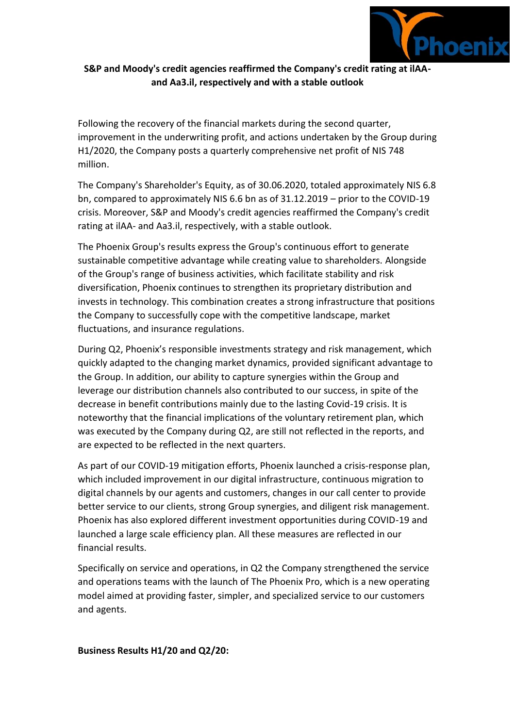**S&P and Moody's credit agencies reaffirmed the Company's credit rating at ilAA- and Aa3.il, respectively and with a stable outlook**

Following the recovery of the financial markets during the second quarter, improvement in the underwriting profit, and actions undertaken by the Group during H1/2020, the Company posts a quarterly comprehensive net profit of NIS 748 million.

The Company's Shareholder's Equity, as of 30.06.2020, totaled approximately NIS 6.8 bn, compared to approximately NIS 6.6 bn as of 31.12.2019 – prior to the COVID-19 crisis. Moreover, S&P and Moody's credit agencies reaffirmed the Company's credit rating at ilAA- and Aa3.il, respectively, with a stable outlook.

The Phoenix Group's results express the Group's continuous effort to generate sustainable competitive advantage while creating value to shareholders. Alongside of the Group's range of business activities, which facilitate stability and risk diversification, Phoenix continues to strengthen its proprietary distribution and invests in technology. This combination creates a strong infrastructure that positions the Company to successfully cope with the competitive landscape, market fluctuations, and insurance regulations.

During Q2, Phoenix's responsible investments strategy and risk management, which quickly adapted to the changing market dynamics, provided significant advantage to the Group. In addition, our ability to capture synergies within the Group and leverage our distribution channels also contributed to our success, in spite of the decrease in benefit contributions mainly due to the lasting Covid-19 crisis. It is noteworthy that the financial implications of the voluntary retirement plan, which was executed by the Company during Q2, are still not reflected in the reports, and are expected to be reflected in the next quarters.

As part of our COVID-19 mitigation efforts, Phoenix launched a crisis-response plan, which included improvement in our digital infrastructure, continuous migration to digital channels by our agents and customers, changes in our call center to provide better service to our clients, strong Group synergies, and diligent risk management. Phoenix has also explored different investment opportunities during COVID-19 and launched a large scale efficiency plan. All these measures are reflected in our financial results.

Specifically on service and operations, in Q2 the Company strengthened the service and operations teams with the launch of The Phoenix Pro, which is a new operating model aimed at providing faster, simpler, and specialized service to our customers and agents.

**Business Results H1/20 and Q2/20:**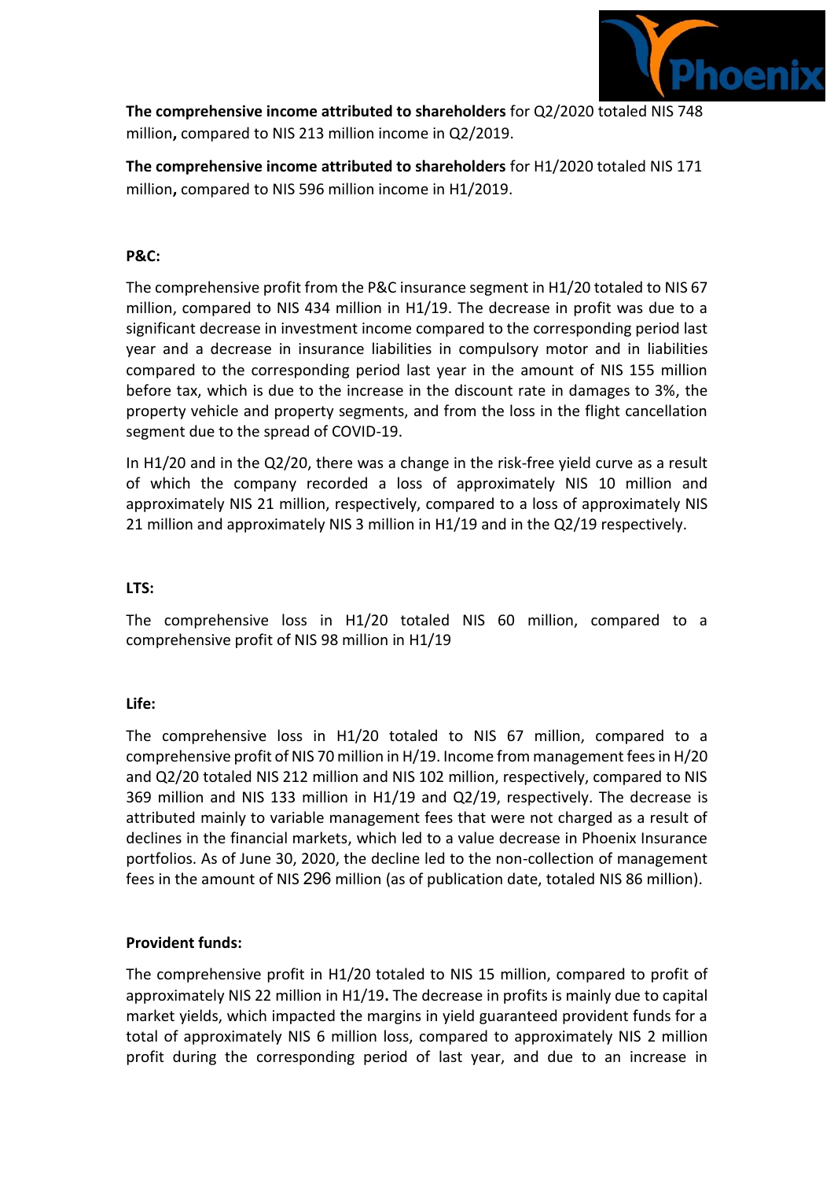**The comprehensive income attributed to shareholders** for Q2/2020 totaled NIS 748 million**,** compared to NIS 213 million income in Q2/2019.

**The comprehensive income attributed to shareholders** for H1/2020 totaled NIS 171 million**,** compared to NIS 596 million income in H1/2019.

**P&C:**

The comprehensive profit from the P&C insurance segment in H1/20 totaled to NIS 67 million, compared to NIS 434 million in H1/19. The decrease in profit was due to a significant decrease in investment income compared to the corresponding period last year and a decrease in insurance liabilities in compulsory motor and in liabilities compared to the corresponding period last year in the amount of NIS 155 million before tax, which is due to the increase in the discount rate in damages to 3%, the property vehicle and property segments, and from the loss in the flight cancellation segment due to the spread of COVID-19.

In H1/20 and in the Q2/20, there was a change in the risk-free yield curve as a result of which the company recorded a loss of approximately NIS 10 million and approximately NIS 21 million, respectively, compared to a loss of approximately NIS 21 million and approximately NIS 3 million in H1/19 and in the Q2/19 respectively.

**LTS:**

The comprehensive loss in H1/20 totaled NIS 60 million, compared to a comprehensive profit of NIS 98 million in H1/19

**Life:**

The comprehensive loss in H1/20 totaled to NIS 67 million, compared to a comprehensive profit of NIS 70 million in H/19. Income from management fees in H/20 and Q2/20 totaled NIS 212 million and NIS 102 million, respectively, compared to NIS 369 million and NIS 133 million in H1/19 and Q2/19, respectively. The decrease is attributed mainly to variable management fees that were not charged as a result of declines in the financial markets, which led to a value decrease in Phoenix Insurance portfolios. As of June 30, 2020, the decline led to the non-collection of management fees in the amount of NIS 296 million (as of publication date, totaled NIS 86 million).

**Provident funds:**

The comprehensive profit in H1/20 totaled to NIS 15 million, compared to profit of approximately NIS 22 million in H1/19**.** The decrease in profits is mainly due to capital market yields, which impacted the margins in yield guaranteed provident funds for a total of approximately NIS 6 million loss, compared to approximately NIS 2 million profit during the corresponding period of last year, and due to an increase in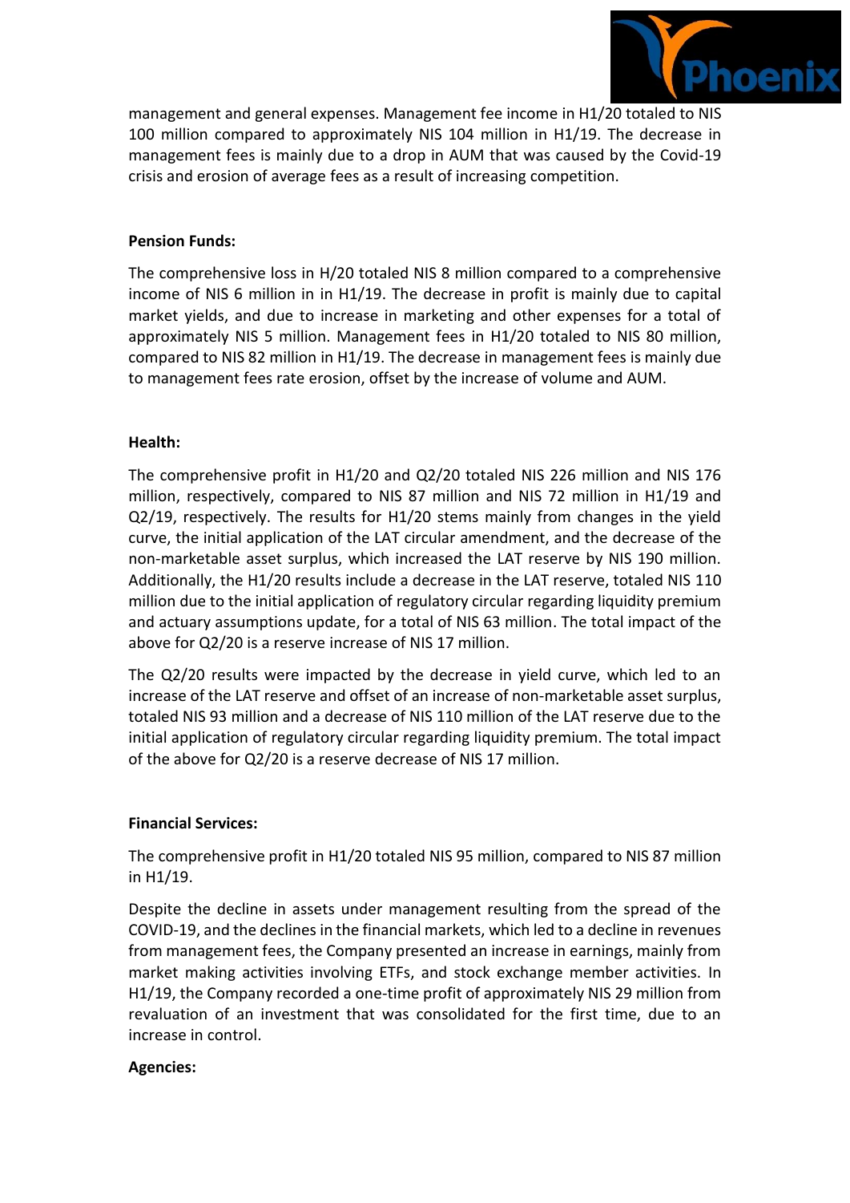management and general expenses. Management fee income in H1/20 totaled to NIS 100 million compared to approximately NIS 104 million in H1/19. The decrease in management fees is mainly due to a drop in AUM that was caused by the Covid-19 crisis and erosion of average fees as a result of increasing competition.

**Pension Funds:**

The comprehensive loss in H/20 totaled NIS 8 million compared to a comprehensive income of NIS 6 million in in H1/19. The decrease in profit is mainly due to capital market yields, and due to increase in marketing and other expenses for a total of approximately NIS 5 million. Management fees in H1/20 totaled to NIS 80 million, compared to NIS 82 million in H1/19. The decrease in management fees is mainly due to management fees rate erosion, offset by the increase of volume and AUM.

**Health:**

The comprehensive profit in H1/20 and Q2/20 totaled NIS 226 million and NIS 176 million, respectively, compared to NIS 87 million and NIS 72 million in H1/19 and Q2/19, respectively. The results for H1/20 stems mainly from changes in the yield curve, the initial application of the LAT circular amendment, and the decrease of the non-marketable asset surplus, which increased the LAT reserve by NIS 190 million. Additionally, the H1/20 results include a decrease in the LAT reserve, totaled NIS 110 million due to the initial application of regulatory circular regarding liquidity premium and actuary assumptions update, for a total of NIS 63 million. The total impact of the above for Q2/20 is a reserve increase of NIS 17 million.

The Q2/20 results were impacted by the decrease in yield curve, which led to an increase of the LAT reserve and offset of an increase of non-marketable asset surplus, totaled NIS 93 million and a decrease of NIS 110 million of the LAT reserve due to the initial application of regulatory circular regarding liquidity premium. The total impact of the above for Q2/20 is a reserve decrease of NIS 17 million.

**Financial Services:**

The comprehensive profit in H1/20 totaled NIS 95 million, compared to NIS 87 million in H1/19.

Despite the decline in assets under management resulting from the spread of the COVID-19, and the declines in the financial markets, which led to a decline in revenues from management fees, the Company presented an increase in earnings, mainly from market making activities involving ETFs, and stock exchange member activities. In H1/19, the Company recorded a one-time profit of approximately NIS 29 million from revaluation of an investment that was consolidated for the first time, due to an increase in control.

**Agencies:**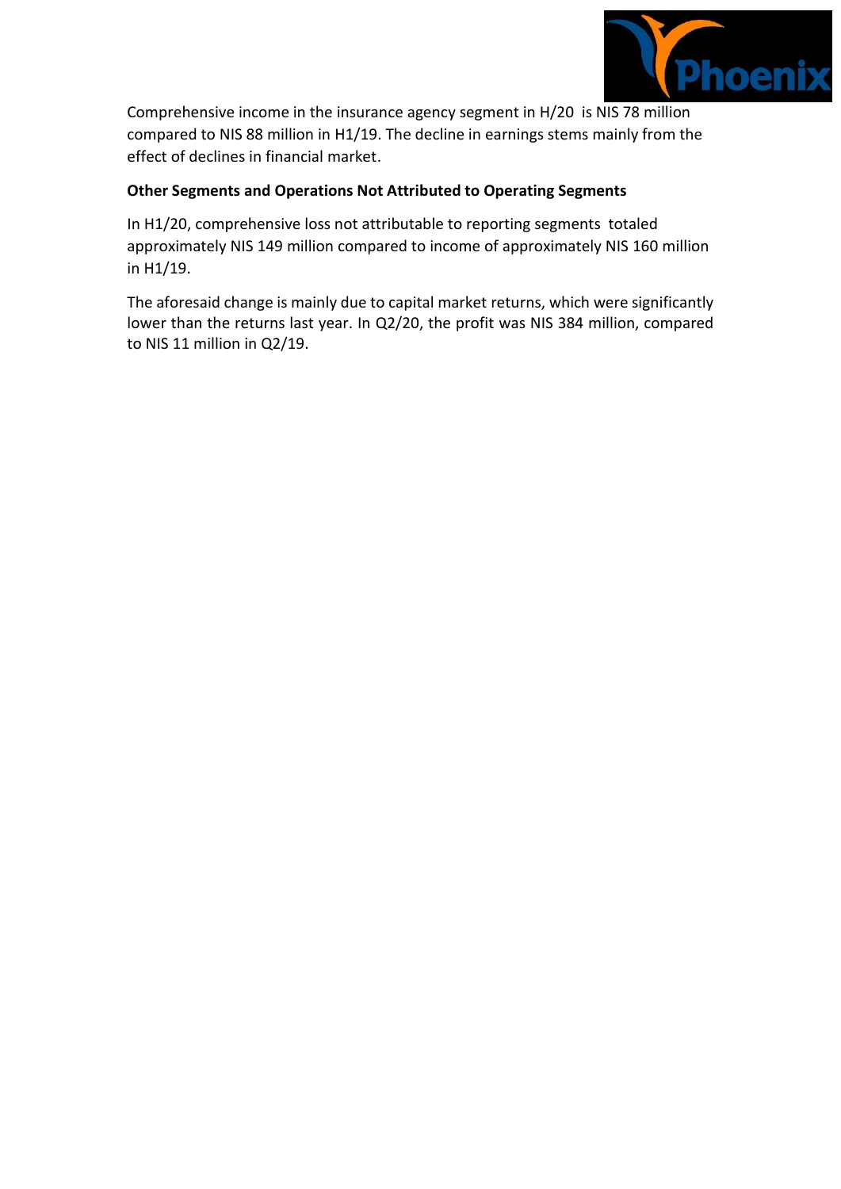Comprehensive income in the insurance agency segment in H/20 is NIS 78 million compared to NIS 88 million in H1/19. The decline in earnings stems mainly from the effect of declines in financial market.

**Other Segments and Operations Not Attributed to Operating Segments**

In H1/20, comprehensive loss not attributable to reporting segments totaled approximately NIS 149 million compared to income of approximately NIS 160 million in H1/19.

The aforesaid change is mainly due to capital market returns, which were significantly lower than the returns last year. In Q2/20, the profit was NIS 384 million, compared to NIS 11 million in Q2/19.